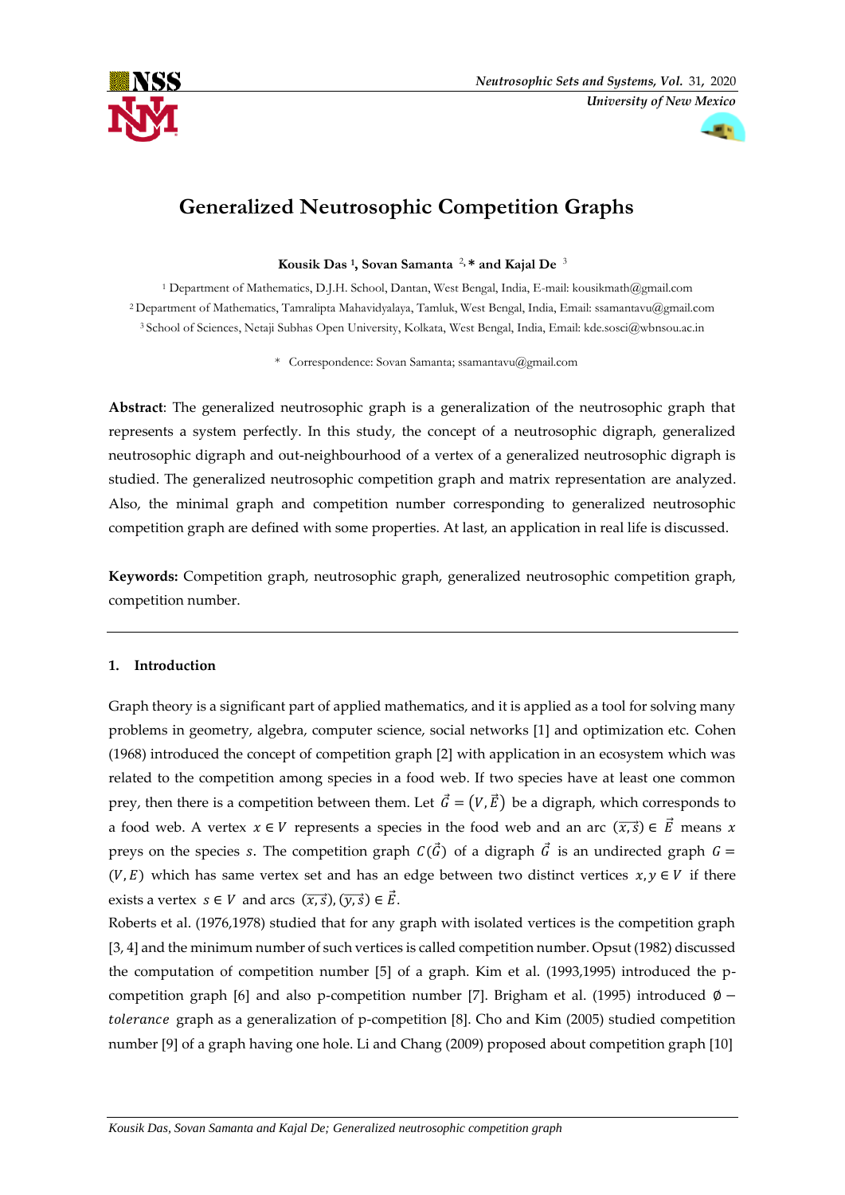# Generalized Neutrosophic Competition Graphs

**Kousik Das [1], Sovan Samanta [2,]\* and Kajal De [3]**

[1] Department of Mathematics, D.J.H. School, Dantan, West Bengal, India, E-mail: kousikmath@gmail.com

[2] Department of Mathematics, Tamralipta Mahavidyalaya, Tamluk, West Bengal, India, Email: ssamantavu@gmail.com

[3] School of Sciences, Netaji Subhas Open University, Kolkata, West Bengal, India, Email: kde.sosci@wbnsou.ac.in

\* Correspondence: Sovan Samanta; ssamantavu@gmail.com

**Abstract**: The generalized neutrosophic graph is a generalization of the neutrosophic graph that represents a system perfectly. In this study, the concept of a neutrosophic digraph, generalized neutrosophic digraph and out-neighbourhood of a vertex of a generalized neutrosophic digraph is studied. The generalized neutrosophic competition graph and matrix representation are analyzed. Also, the minimal graph and competition number corresponding to generalized neutrosophic competition graph are defined with some properties. At last, an application in real life is discussed.

**Keywords:** Competition graph, neutrosophic graph, generalized neutrosophic competition graph, competition number.

## 1. Introduction

Graph theory is a significant part of applied mathematics, and it is applied as a tool for solving many problems in geometry, algebra, computer science, social networks [1] and optimization etc. Cohen (1968) introduced the concept of competition graph [2] with application in an ecosystem which was related to the competition among species in a food web. If two species have at least one common prey, then there is a competition between them. Let $\vec{G} = (V, \vec{E})$ be a digraph, which corresponds to a food web. A vertex $x \in V$ represents a species in the food web and an arc $(\overrightarrow{x,s}) \in \vec{E}$ means $x$ preys on the species $s$. The competition graph $C(\vec{G})$ of a digraph $\vec{G}$ is an undirected graph $G = (V, E)$ which has same vertex set and has an edge between two distinct vertices $x, y \in V$ if there exists a vertex $s \in V$ and arcs $(\overrightarrow{x,s}), (\overrightarrow{y,s}) \in \vec{E}$.

Roberts et al. (1976,1978) studied that for any graph with isolated vertices is the competition graph [3, 4] and the minimum number of such vertices is called competition number. Opsut (1982) discussed the computation of competition number [5] of a graph. Kim et al. (1993,1995) introduced the p-competition graph [6] and also p-competition number [7]. Brigham et al. (1995) introduced $\emptyset-tolerance$ graph as a generalization of p-competition [8]. Cho and Kim (2005) studied competition number [9] of a graph having one hole. Li and Chang (2009) proposed about competition graph [10]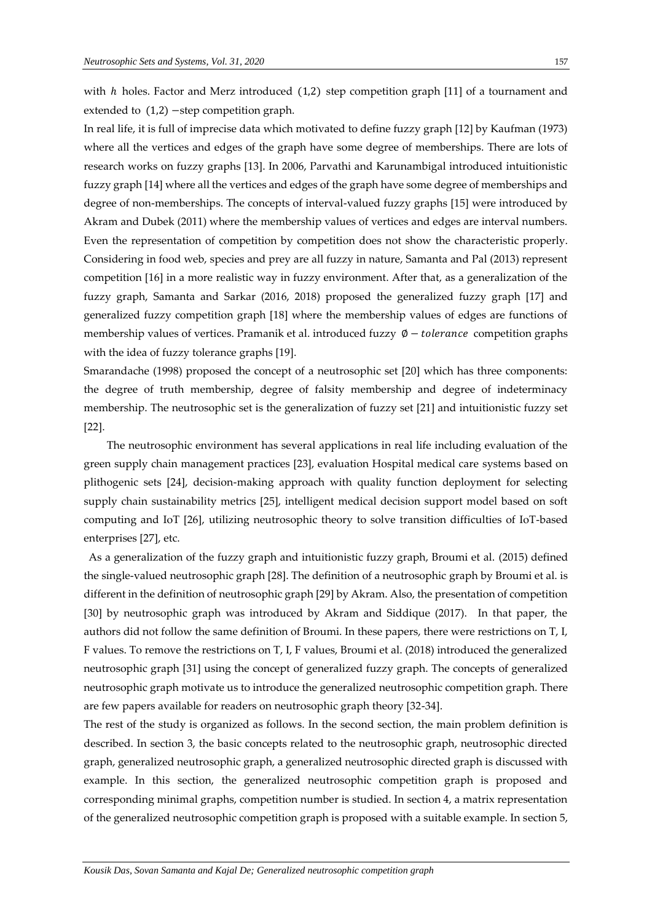with $h$ holes. Factor and Merz introduced $(1,2)$ step competition graph [11] of a tournament and extended to $(1,2)$ −step competition graph.

In real life, it is full of imprecise data which motivated to define fuzzy graph [12] by Kaufman (1973) where all the vertices and edges of the graph have some degree of memberships. There are lots of research works on fuzzy graphs [13]. In 2006, Parvathi and Karunambigal introduced intuitionistic fuzzy graph [14] where all the vertices and edges of the graph have some degree of memberships and degree of non-memberships. The concepts of interval-valued fuzzy graphs [15] were introduced by Akram and Dubek (2011) where the membership values of vertices and edges are interval numbers. Even the representation of competition by competition does not show the characteristic properly. Considering in food web, species and prey are all fuzzy in nature, Samanta and Pal (2013) represent competition [16] in a more realistic way in fuzzy environment. After that, as a generalization of the fuzzy graph, Samanta and Sarkar (2016, 2018) proposed the generalized fuzzy graph [17] and generalized fuzzy competition graph [18] where the membership values of edges are functions of membership values of vertices. Pramanik et al. introduced fuzzy $\emptyset - tolerance$ competition graphs with the idea of fuzzy tolerance graphs [19].

Smarandache (1998) proposed the concept of a neutrosophic set [20] which has three components: the degree of truth membership, degree of falsity membership and degree of indeterminacy membership. The neutrosophic set is the generalization of fuzzy set [21] and intuitionistic fuzzy set [22].

The neutrosophic environment has several applications in real life including evaluation of the green supply chain management practices [23], evaluation Hospital medical care systems based on plithogenic sets [24], decision-making approach with quality function deployment for selecting supply chain sustainability metrics [25], intelligent medical decision support model based on soft computing and IoT [26], utilizing neutrosophic theory to solve transition difficulties of IoT-based enterprises [27], etc.

As a generalization of the fuzzy graph and intuitionistic fuzzy graph, Broumi et al. (2015) defined the single-valued neutrosophic graph [28]. The definition of a neutrosophic graph by Broumi et al. is different in the definition of neutrosophic graph [29] by Akram. Also, the presentation of competition [30] by neutrosophic graph was introduced by Akram and Siddique (2017). In that paper, the authors did not follow the same definition of Broumi. In these papers, there were restrictions on T, I, F values. To remove the restrictions on T, I, F values, Broumi et al. (2018) introduced the generalized neutrosophic graph [31] using the concept of generalized fuzzy graph. The concepts of generalized neutrosophic graph motivate us to introduce the generalized neutrosophic competition graph. There are few papers available for readers on neutrosophic graph theory [32-34].

The rest of the study is organized as follows. In the second section, the main problem definition is described. In section 3, the basic concepts related to the neutrosophic graph, neutrosophic directed graph, generalized neutrosophic graph, a generalized neutrosophic directed graph is discussed with example. In this section, the generalized neutrosophic competition graph is proposed and corresponding minimal graphs, competition number is studied. In section 4, a matrix representation of the generalized neutrosophic competition graph is proposed with a suitable example. In section 5,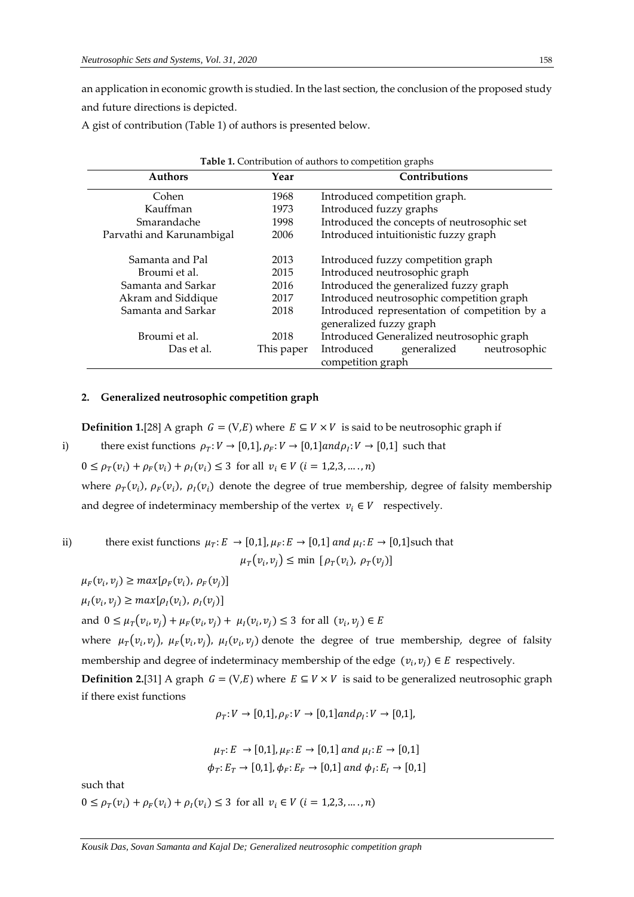an application in economic growth is studied. In the last section, the conclusion of the proposed study and future directions is depicted.

A gist of contribution (Table 1) of authors is presented below.

**Table 1.** Contribution of authors to competition graphs

| Authors | Year | Contributions |
|---|---|---|
| Cohen | 1968 | Introduced competition graph. |
| Kauffman | 1973 | Introduced fuzzy graphs |
| Smarandache | 1998 | Introduced the concepts of neutrosophic set |
| Parvathi and Karunambigal | 2006 | Introduced intuitionistic fuzzy graph |
| Samanta and Pal | 2013 | Introduced fuzzy competition graph |
| Broumi et al. | 2015 | Introduced neutrosophic graph |
| Samanta and Sarkar | 2016 | Introduced the generalized fuzzy graph |
| Akram and Siddique | 2017 | Introduced neutrosophic competition graph |
| Samanta and Sarkar | 2018 | Introduced representation of competition by a generalized fuzzy graph |
| Broumi et al. | 2018 | Introduced Generalized neutrosophic graph |
| Das et al. | This paper | Introduced generalized neutrosophic competition graph |

## 2. Generalized neutrosophic competition graph

**Definition 1.**[28] A graph $G = (V,E)$ where $E \subseteq V \times V$ is said to be neutrosophic graph if

i) there exist functions $\rho_T: V \to [0,1], \rho_F: V \to [0,1] and \rho_I: V \to [0,1]$ such that

$0 \leq \rho_T(v_i) + \rho_F(v_i) + \rho_I(v_i) \leq 3$ for all $v_i \in V$ $(i = 1,2,3, \dots, n)$

where $\rho_T(v_i)$, $\rho_F(v_i)$, $\rho_I(v_i)$ denote the degree of true membership, degree of falsity membership and degree of indeterminacy membership of the vertex $v_i \in V$ respectively.

ii) there exist functions $\mu_T: E \to [0,1], \mu_F: E \to [0,1]$ *and* $\mu_I: E \to [0,1]$ such that

$$\mu_T(v_i, v_j) \leq \min\ [\rho_T(v_i),\ \rho_T(v_j)]$$

$\mu_F(v_i, v_j) \geq max[\rho_F(v_i),\ \rho_F(v_j)]$

$\mu_I(v_i, v_j) \geq max[\rho_I(v_i),\ \rho_I(v_j)]$

and $0 \leq \mu_T(v_i, v_j) + \mu_F(v_i, v_j) + \mu_I(v_i, v_j) \leq 3$ for all $(v_i, v_j) \in E$

where $\mu_T(v_i, v_j)$, $\mu_F(v_i, v_j)$, $\mu_I(v_i, v_j)$ denote the degree of true membership, degree of falsity membership and degree of indeterminacy membership of the edge $(v_i, v_j) \in E$ respectively.

**Definition 2.**[31] A graph $G = (V,E)$ where $E \subseteq V \times V$ is said to be generalized neutrosophic graph if there exist functions

$$\rho_T: V \to [0,1], \rho_F: V \to [0,1] and \rho_I: V \to [0,1],$$

$$\mu_T: E \to [0,1], \mu_F: E \to [0,1] \text{ and } \mu_I: E \to [0,1]$$
$$\phi_T: E_T \to [0,1], \phi_F: E_F \to [0,1] \text{ and } \phi_I: E_I \to [0,1]$$

such that

$0 \leq \rho_T(v_i) + \rho_F(v_i) + \rho_I(v_i) \leq 3$ for all $v_i \in V$ $(i = 1,2,3, \dots, n)$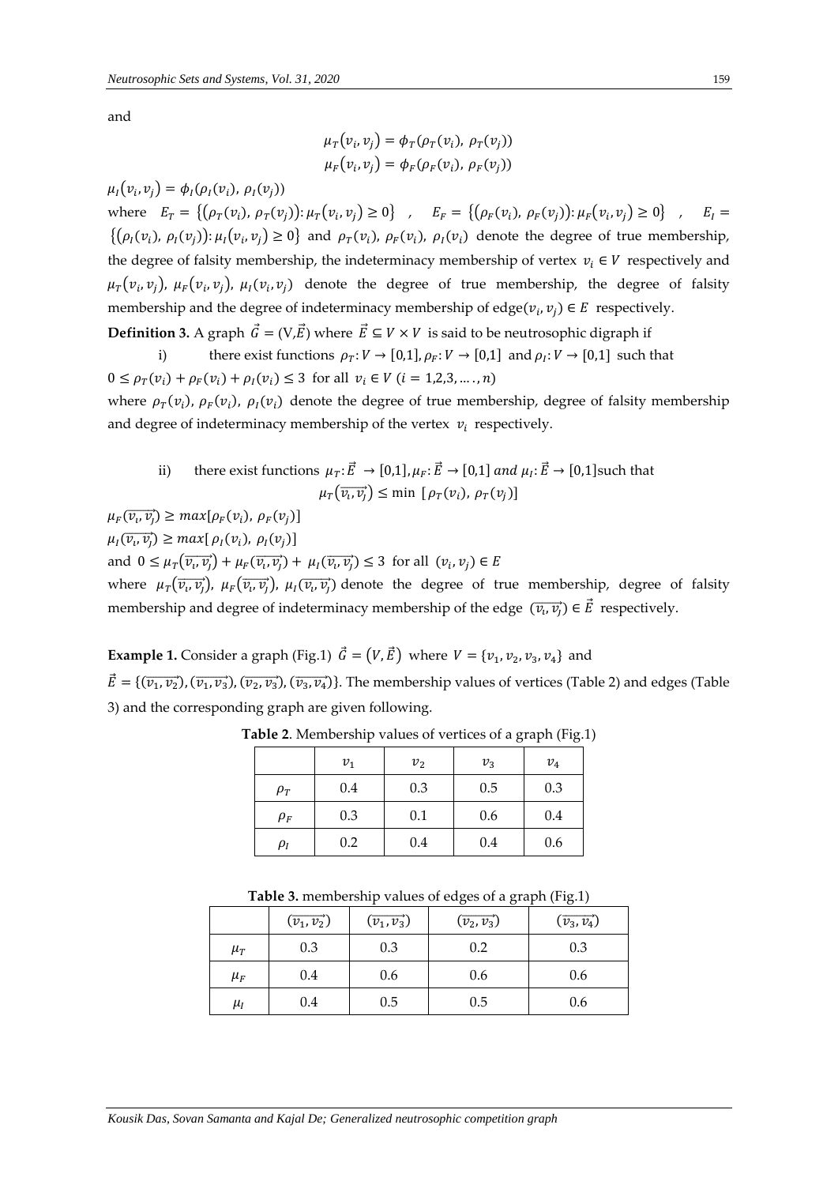and

$$\mu_T(v_i, v_j) = \phi_T(\rho_T(v_i),\ \rho_T(v_j))$$
$$\mu_F(v_i, v_j) = \phi_F(\rho_F(v_i),\ \rho_F(v_j))$$

$\mu_I(v_i, v_j) = \phi_I(\rho_I(v_i),\ \rho_I(v_j))$

where $E_T = \{(\rho_T(v_i),\ \rho_T(v_j)): \mu_T(v_i, v_j) \geq 0\}$ , $E_F = \{(\rho_F(v_i),\ \rho_F(v_j)): \mu_F(v_i, v_j) \geq 0\}$ , $E_I = \{(\rho_I(v_i),\ \rho_I(v_j)): \mu_I(v_i, v_j) \geq 0\}$ and $\rho_T(v_i)$, $\rho_F(v_i)$, $\rho_I(v_i)$ denote the degree of true membership, the degree of falsity membership, the indeterminacy membership of vertex $v_i \in V$ respectively and $\mu_T(v_i, v_j)$, $\mu_F(v_i, v_j)$, $\mu_I(v_i, v_j)$ denote the degree of true membership, the degree of falsity membership and the degree of indeterminacy membership of edge$(v_i, v_j) \in E$ respectively.

**Definition 3.** A graph $\vec{G} = (V, \vec{E})$ where $\vec{E} \subseteq V \times V$ is said to be neutrosophic digraph if

i) there exist functions $\rho_T: V \to [0,1], \rho_F: V \to [0,1]$ and $\rho_I: V \to [0,1]$ such that

$0 \leq \rho_T(v_i) + \rho_F(v_i) + \rho_I(v_i) \leq 3$ for all $v_i \in V$ $(i = 1,2,3, \ldots, n)$

where $\rho_T(v_i)$, $\rho_F(v_i)$, $\rho_I(v_i)$ denote the degree of true membership, degree of falsity membership and degree of indeterminacy membership of the vertex $v_i$ respectively.

ii) there exist functions $\mu_T: \vec{E} \to [0,1], \mu_F: \vec{E} \to [0,1]$ *and* $\mu_I: \vec{E} \to [0,1]$ such that

$$\mu_T(\overrightarrow{v_i, v_j}) \leq \min\ [\rho_T(v_i),\ \rho_T(v_j)]$$

$\mu_F(\overrightarrow{v_i, v_j}) \geq max[\rho_F(v_i),\ \rho_F(v_j)]$

$\mu_I(\overrightarrow{v_i, v_j}) \geq max[\rho_I(v_i),\ \rho_I(v_j)]$

and $0 \leq \mu_T(\overrightarrow{v_i, v_j}) + \mu_F(\overrightarrow{v_i, v_j}) + \mu_I(\overrightarrow{v_i, v_j}) \leq 3$ for all $(v_i, v_j) \in E$

where $\mu_T(\overrightarrow{v_i, v_j})$, $\mu_F(\overrightarrow{v_i, v_j})$, $\mu_I(\overrightarrow{v_i, v_j})$ denote the degree of true membership, degree of falsity membership and degree of indeterminacy membership of the edge $(\overrightarrow{v_i, v_j}) \in \vec{E}$ respectively.

**Example 1.** Consider a graph (Fig.1) $\vec{G} = (V, \vec{E})$ where $V = \{v_1, v_2, v_3, v_4\}$ and $\vec{E} = \{(\overrightarrow{v_1, v_2}), (\overrightarrow{v_1, v_3}), (\overrightarrow{v_2, v_3}), (\overrightarrow{v_3, v_4})\}$. The membership values of vertices (Table 2) and edges (Table 3) and the corresponding graph are given following.

**Table 2**. Membership values of vertices of a graph (Fig.1)

| | $v_1$ | $v_2$ | $v_3$ | $v_4$ |
|---|---|---|---|---|
| $\rho_T$ | 0.4 | 0.3 | 0.5 | 0.3 |
| $\rho_F$ | 0.3 | 0.1 | 0.6 | 0.4 |
| $\rho_I$ | 0.2 | 0.4 | 0.4 | 0.6 |

**Table 3.** membership values of edges of a graph (Fig.1)

| | $(\overrightarrow{v_1, v_2})$ | $(\overrightarrow{v_1, v_3})$ | $(\overrightarrow{v_2, v_3})$ | $(\overrightarrow{v_3, v_4})$ |
|---|---|---|---|---|
| $\mu_T$ | 0.3 | 0.3 | 0.2 | 0.3 |
| $\mu_F$ | 0.4 | 0.6 | 0.6 | 0.6 |
| $\mu_I$ | 0.4 | 0.5 | 0.5 | 0.6 |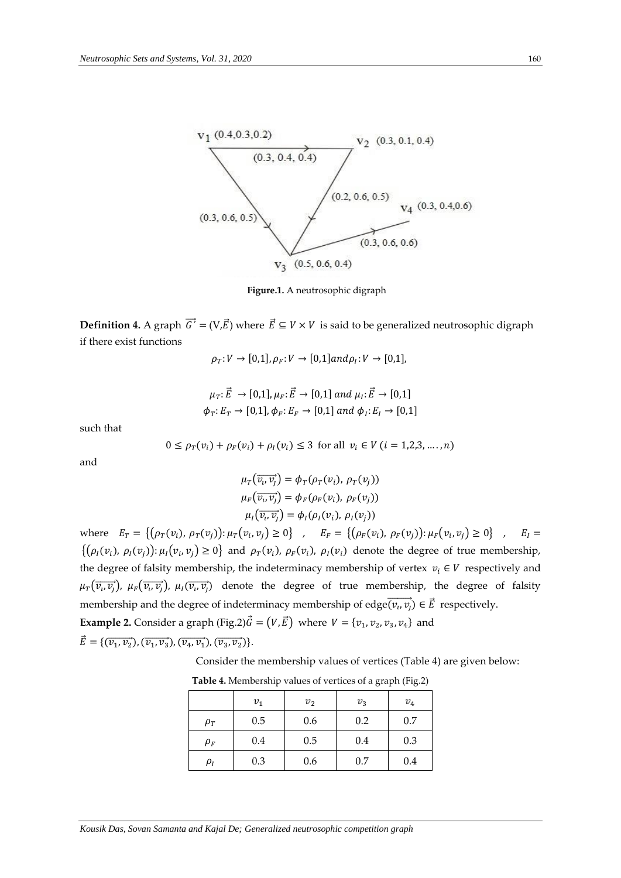**Figure.1.** A neutrosophic digraph

**Definition 4.** A graph $\overrightarrow{G'} = (V,\vec{E})$ where $\vec{E} \subseteq V \times V$ is said to be generalized neutrosophic digraph if there exist functions

$$\rho_T: V \to [0,1], \rho_F: V \to [0,1] and \rho_I: V \to [0,1],$$

$$\mu_T: \vec{E} \to [0,1], \mu_F: \vec{E} \to [0,1] \text{ and } \mu_I: \vec{E} \to [0,1]$$
$$\phi_T: E_T \to [0,1], \phi_F: E_F \to [0,1] \text{ and } \phi_I: E_I \to [0,1]$$

such that

$$0 \leq \rho_T(v_i) + \rho_F(v_i) + \rho_I(v_i) \leq 3 \text{ for all } v_i \in V\ (i = 1,2,3, \dots, n)$$

and

$$\mu_T(\overrightarrow{v_i, v_j}) = \phi_T(\rho_T(v_i), \rho_T(v_j))$$
$$\mu_F(\overrightarrow{v_i, v_j}) = \phi_F(\rho_F(v_i), \rho_F(v_j))$$
$$\mu_I(\overrightarrow{v_i, v_j}) = \phi_I(\rho_I(v_i), \rho_I(v_j))$$

where $E_T = \{(\rho_T(v_i), \rho_T(v_j)): \mu_T(v_i, v_j) \geq 0\}$ , $E_F = \{(\rho_F(v_i), \rho_F(v_j)): \mu_F(v_i, v_j) \geq 0\}$ , $E_I = \{(\rho_I(v_i), \rho_I(v_j)): \mu_I(v_i, v_j) \geq 0\}$ and $\rho_T(v_i)$, $\rho_F(v_i)$, $\rho_I(v_i)$ denote the degree of true membership, the degree of falsity membership, the indeterminacy membership of vertex $v_i \in V$ respectively and $\mu_T(\overrightarrow{v_i, v_j})$, $\mu_F(\overrightarrow{v_i, v_j})$, $\mu_I(\overrightarrow{v_i, v_j})$ denote the degree of true membership, the degree of falsity membership and the degree of indeterminacy membership of edge$(\overrightarrow{v_i, v_j}) \in \vec{E}$ respectively.

**Example 2.** Consider a graph (Fig.2)$\vec{G} = (V, \vec{E})$ where $V = \{v_1, v_2, v_3, v_4\}$ and $\vec{E} = \{(\overrightarrow{v_1, v_2}), (\overrightarrow{v_1, v_3}), (\overrightarrow{v_4, v_1}), (\overrightarrow{v_3, v_2})\}$.

Consider the membership values of vertices (Table 4) are given below:

**Table 4.** Membership values of vertices of a graph (Fig.2)

| | $v_1$ | $v_2$ | $v_3$ | $v_4$ |
|---|---|---|---|---|
| $\rho_T$ | 0.5 | 0.6 | 0.2 | 0.7 |
| $\rho_F$ | 0.4 | 0.5 | 0.4 | 0.3 |
| $\rho_I$ | 0.3 | 0.6 | 0.7 | 0.4 |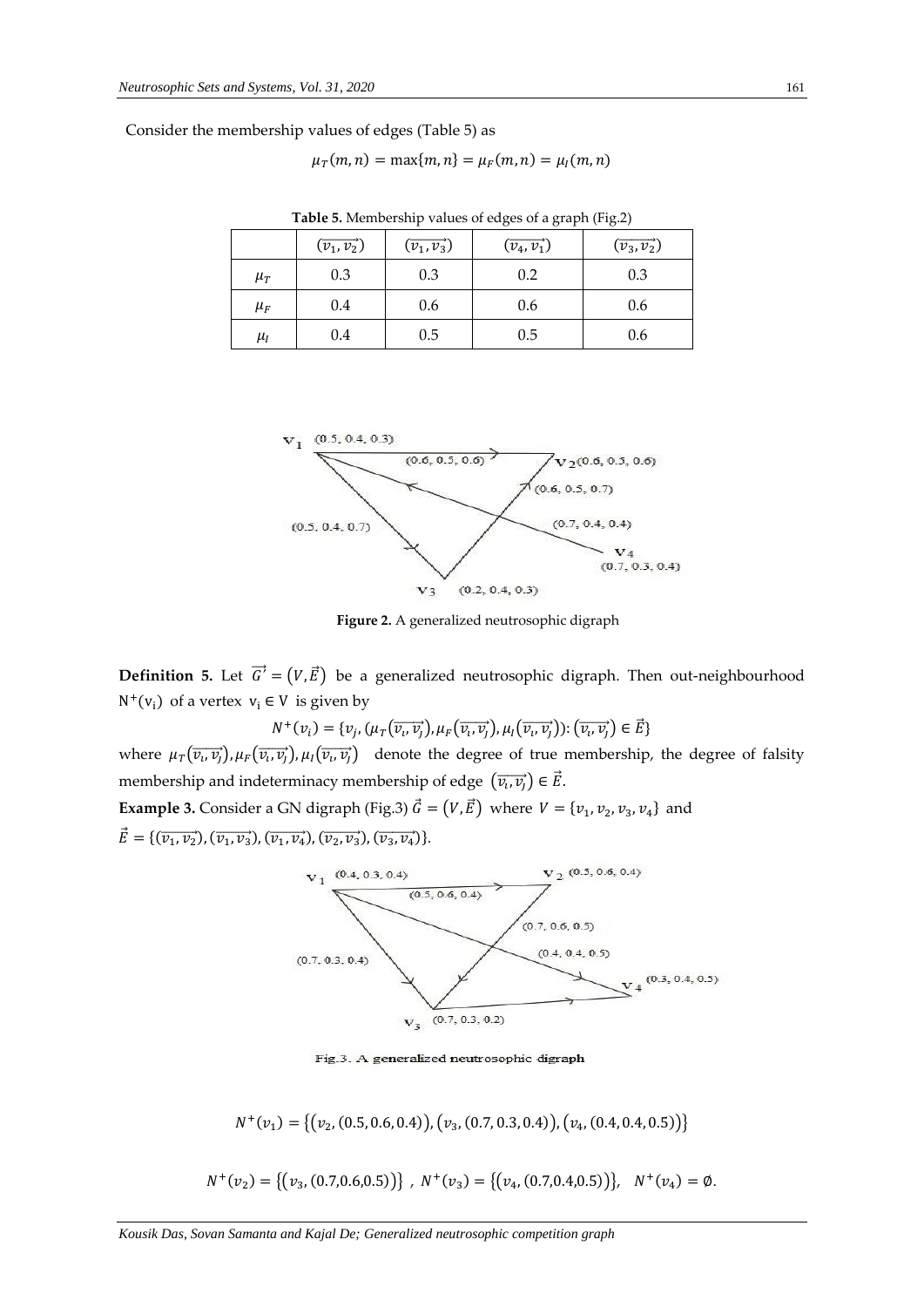Consider the membership values of edges (Table 5) as

$$\mu_T(m,n) = \max\{m,n\} = \mu_F(m,n) = \mu_I(m,n)$$

**Table 5.** Membership values of edges of a graph (Fig.2)

| | $(\overrightarrow{v_1,v_2})$ | $(\overrightarrow{v_1,v_3})$ | $(\overrightarrow{v_4,v_1})$ | $(\overrightarrow{v_3,v_2})$ |
|---|---|---|---|---|
| $\mu_T$ | 0.3 | 0.3 | 0.2 | 0.3 |
| $\mu_F$ | 0.4 | 0.6 | 0.6 | 0.6 |
| $\mu_I$ | 0.4 | 0.5 | 0.5 | 0.6 |

**Figure 2.** A generalized neutrosophic digraph

**Definition 5.** Let $\vec{G} = (V, \vec{E})$ be a generalized neutrosophic digraph. Then out-neighbourhood $N^+(v_i)$ of a vertex $v_i \in V$ is given by

$$N^+(v_i) = \{v_j, (\mu_T(\overrightarrow{v_i,v_j}), \mu_F(\overrightarrow{v_i,v_j}), \mu_I(\overrightarrow{v_i,v_j})) : (\overrightarrow{v_i,v_j}) \in \vec{E}\}$$

where $\mu_T(\overrightarrow{v_i,v_j}), \mu_F(\overrightarrow{v_i,v_j}), \mu_I(\overrightarrow{v_i,v_j})$ denote the degree of true membership, the degree of falsity membership and indeterminacy membership of edge $(\overrightarrow{v_i,v_j}) \in \vec{E}$.

**Example 3.** Consider a GN digraph (Fig.3) $\vec{G} = (V, \vec{E})$ where $V = \{v_1, v_2, v_3, v_4\}$ and
$\vec{E} = \{(\overrightarrow{v_1,v_2}), (\overrightarrow{v_1,v_3}), (\overrightarrow{v_1,v_4}), (\overrightarrow{v_2,v_3}), (\overrightarrow{v_3,v_4})\}$.

Fig.3. A generalized neutrosophic digraph

$$N^+(v_1) = \{(v_2, (0.5, 0.6, 0.4)), (v_3, (0.7, 0.3, 0.4)), (v_4, (0.4, 0.4, 0.5))\}$$

$$N^+(v_2) = \{(v_3, (0.7, 0.6, 0.5))\}, \; N^+(v_3) = \{(v_4, (0.7, 0.4, 0.5))\}, \; N^+(v_4) = \emptyset.$$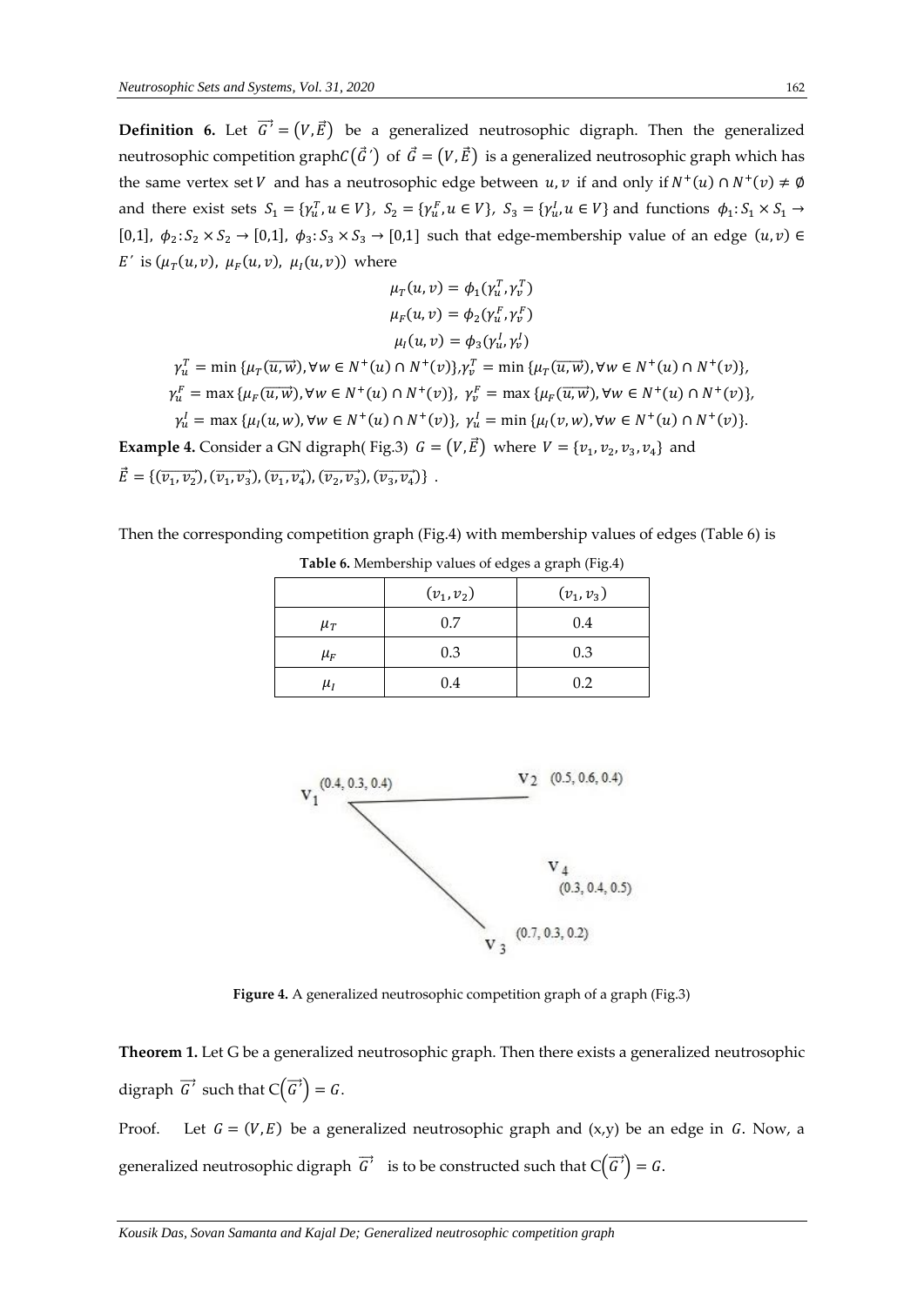**Definition 6.** Let $\vec{G'} = (V, \vec{E})$ be a generalized neutrosophic digraph. Then the generalized neutrosophic competition graph $C(\vec{G}')$ of $\vec{G} = (V, \vec{E})$ is a generalized neutrosophic graph which has the same vertex set $V$ and has a neutrosophic edge between $u, v$ if and only if $N^+(u) \cap N^+(v) \neq \emptyset$ and there exist sets $S_1 = \{\gamma_u^T, u \in V\}$, $S_2 = \{\gamma_u^F, u \in V\}$, $S_3 = \{\gamma_u^I, u \in V\}$ and functions $\phi_1: S_1 \times S_1 \to [0,1]$, $\phi_2: S_2 \times S_2 \to [0,1]$, $\phi_3: S_3 \times S_3 \to [0,1]$ such that edge-membership value of an edge $(u, v) \in E'$ is $(\mu_T(u,v),\ \mu_F(u,v),\ \mu_I(u,v))$ where

$$\mu_T(u,v) = \phi_1(\gamma_u^T, \gamma_v^T)$$
$$\mu_F(u,v) = \phi_2(\gamma_u^F, \gamma_v^F)$$
$$\mu_I(u,v) = \phi_3(\gamma_u^I, \gamma_v^I)$$

$$\gamma_u^T = \min\{\mu_T(\overrightarrow{u,w}), \forall w \in N^+(u) \cap N^+(v)\}, \gamma_v^T = \min\{\mu_T(\overrightarrow{u,w}), \forall w \in N^+(u) \cap N^+(v)\},$$
$$\gamma_u^F = \max\{\mu_F(\overrightarrow{u,w}), \forall w \in N^+(u) \cap N^+(v)\},\ \gamma_v^F = \max\{\mu_F(\overrightarrow{u,w}), \forall w \in N^+(u) \cap N^+(v)\},$$
$$\gamma_u^I = \max\{\mu_I(u,w), \forall w \in N^+(u) \cap N^+(v)\},\ \gamma_u^I = \min\{\mu_I(v,w), \forall w \in N^+(u) \cap N^+(v)\}.$$

**Example 4.** Consider a GN digraph( Fig.3) $G = (V, \vec{E})$ where $V = \{v_1, v_2, v_3, v_4\}$ and $\vec{E} = \{(\overrightarrow{v_1, v_2}), (\overrightarrow{v_1, v_3}), (\overrightarrow{v_1, v_4}), (\overrightarrow{v_2, v_3}), (\overrightarrow{v_3, v_4})\}$ .

Then the corresponding competition graph (Fig.4) with membership values of edges (Table 6) is

**Table 6.** Membership values of edges a graph (Fig.4)

| | $(v_1, v_2)$ | $(v_1, v_3)$ |
|---|---|---|
| $\mu_T$ | 0.7 | 0.4 |
| $\mu_F$ | 0.3 | 0.3 |
| $\mu_I$ | 0.4 | 0.2 |

**Figure 4.** A generalized neutrosophic competition graph of a graph (Fig.3)

**Theorem 1.** Let G be a generalized neutrosophic graph. Then there exists a generalized neutrosophic digraph $\vec{G'}$ such that $C(\vec{G'}) = G$.

Proof. Let $G = (V, E)$ be a generalized neutrosophic graph and (x,y) be an edge in $G$. Now, a generalized neutrosophic digraph $\vec{G'}$ is to be constructed such that $C(\vec{G'}) = G$.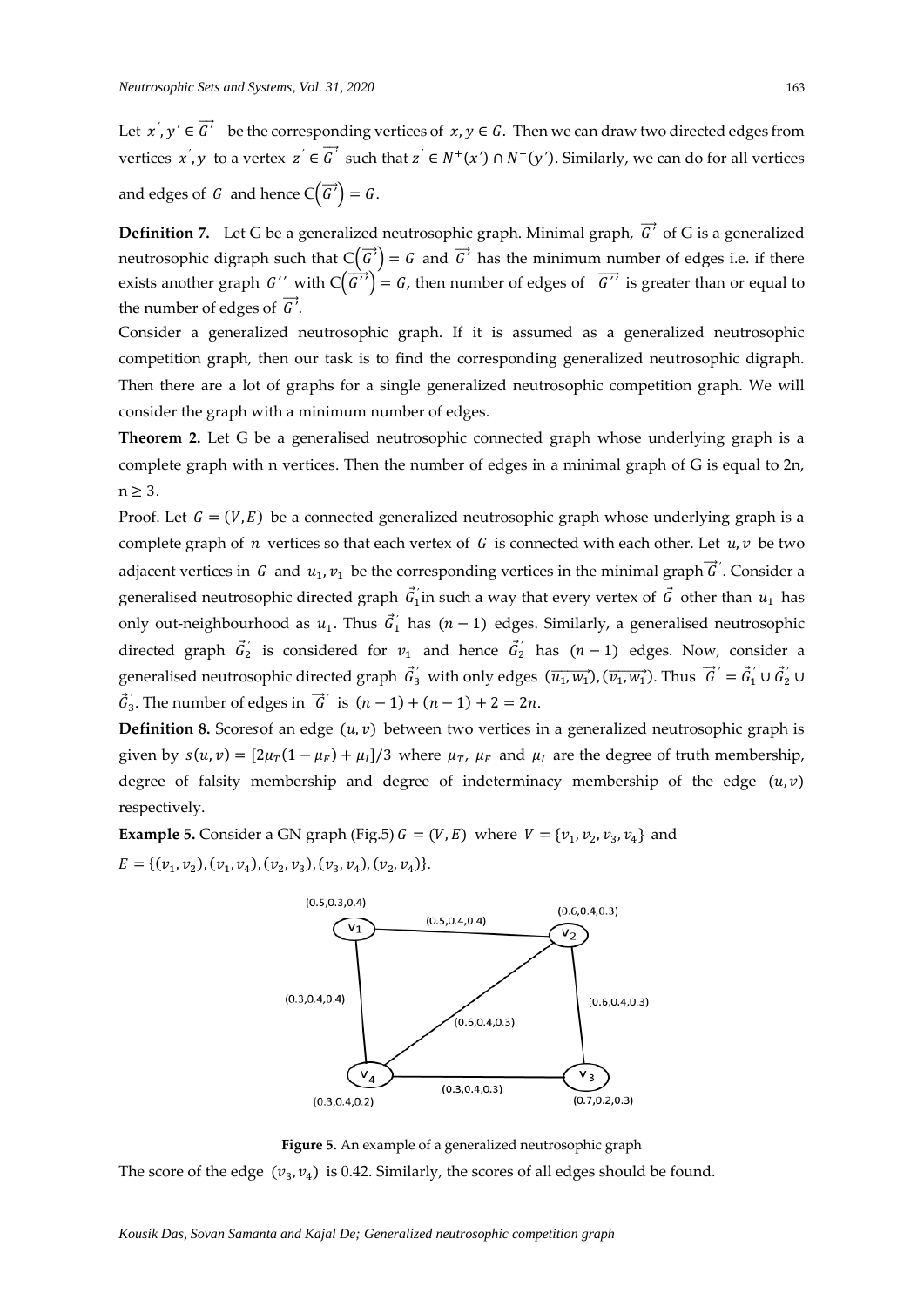Let $x', y' \in \overrightarrow{G'}$ be the corresponding vertices of $x, y \in G$. Then we can draw two directed edges from vertices $x', y$ to a vertex $z' \in \overrightarrow{G'}$ such that $z' \in N^+(x') \cap N^+(y')$. Similarly, we can do for all vertices and edges of $G$ and hence $C(\overrightarrow{G'}) = G$.

**Definition 7.** Let G be a generalized neutrosophic graph. Minimal graph, $\overrightarrow{G'}$ of G is a generalized neutrosophic digraph such that $C(\overrightarrow{G'}) = G$ and $\overrightarrow{G'}$ has the minimum number of edges i.e. if there exists another graph $G''$ with $C(\overrightarrow{G''}) = G$, then number of edges of $\overrightarrow{G''}$ is greater than or equal to the number of edges of $\overrightarrow{G'}$.

Consider a generalized neutrosophic graph. If it is assumed as a generalized neutrosophic competition graph, then our task is to find the corresponding generalized neutrosophic digraph. Then there are a lot of graphs for a single generalized neutrosophic competition graph. We will consider the graph with a minimum number of edges.

**Theorem 2.** Let G be a generalised neutrosophic connected graph whose underlying graph is a complete graph with n vertices. Then the number of edges in a minimal graph of G is equal to 2n, $n \geq 3$.

Proof. Let $G = (V, E)$ be a connected generalized neutrosophic graph whose underlying graph is a complete graph of $n$ vertices so that each vertex of $G$ is connected with each other. Let $u, v$ be two adjacent vertices in $G$ and $u_1, v_1$ be the corresponding vertices in the minimal graph $\vec{G}'$. Consider a generalised neutrosophic directed graph $\vec{G}_1'$ in such a way that every vertex of $\vec{G}$ other than $u_1$ has only out-neighbourhood as $u_1$. Thus $\vec{G}_1'$ has $(n-1)$ edges. Similarly, a generalised neutrosophic directed graph $\vec{G}_2'$ is considered for $v_1$ and hence $\vec{G}_2'$ has $(n-1)$ edges. Now, consider a generalised neutrosophic directed graph $\vec{G}_3'$ with only edges $(\overrightarrow{u_1, w_1}), (\overrightarrow{v_1, w_1})$. Thus $\vec{G}' = \vec{G}_1' \cup \vec{G}_2' \cup \vec{G}_3'$. The number of edges in $\vec{G}'$ is $(n-1) + (n-1) + 2 = 2n$.

**Definition 8.** Score*s* of an edge $(u, v)$ between two vertices in a generalized neutrosophic graph is given by $s(u, v) = [2\mu_T(1 - \mu_F) + \mu_I]/3$ where $\mu_T$, $\mu_F$ and $\mu_I$ are the degree of truth membership, degree of falsity membership and degree of indeterminacy membership of the edge $(u, v)$ respectively.

**Example 5.** Consider a GN graph (Fig.5) $G = (V, E)$ where $V = \{v_1, v_2, v_3, v_4\}$ and $E = \{(v_1, v_2), (v_1, v_4), (v_2, v_3), (v_3, v_4), (v_2, v_4)\}$.

**Figure 5.** An example of a generalized neutrosophic graph

The score of the edge $(v_3, v_4)$ is 0.42. Similarly, the scores of all edges should be found.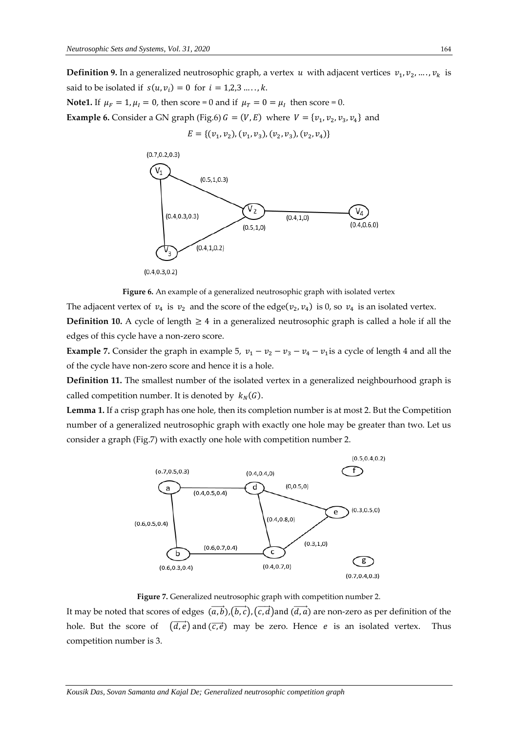**Definition 9.** In a generalized neutrosophic graph, a vertex $u$ with adjacent vertices $v_1, v_2, \ldots, v_k$ is said to be isolated if $s(u, v_i) = 0$ for $i = 1,2,3 \ldots, k$.

**Note1.** If $\mu_F = 1, \mu_I = 0$, then score = 0 and if $\mu_T = 0 = \mu_I$ then score = 0.

**Example 6.** Consider a GN graph (Fig.6) $G = (V, E)$ where $V = \{v_1, v_2, v_3, v_4\}$ and

$$E = \{(v_1, v_2), (v_1, v_3), (v_2, v_3), (v_2, v_4)\}$$

**Figure 6.** An example of a generalized neutrosophic graph with isolated vertex

The adjacent vertex of $v_4$ is $v_2$ and the score of the edge$(v_2, v_4)$ is 0, so $v_4$ is an isolated vertex.

**Definition 10.** A cycle of length $\geq 4$ in a generalized neutrosophic graph is called a hole if all the edges of this cycle have a non-zero score.

**Example 7.** Consider the graph in example 5, $v_1 - v_2 - v_3 - v_4 - v_1$ is a cycle of length 4 and all the of the cycle have non-zero score and hence it is a hole.

**Definition 11.** The smallest number of the isolated vertex in a generalized neighbourhood graph is called competition number. It is denoted by $k_N(G)$.

**Lemma 1.** If a crisp graph has one hole, then its completion number is at most 2. But the Competition number of a generalized neutrosophic graph with exactly one hole may be greater than two. Let us consider a graph (Fig.7) with exactly one hole with competition number 2.

**Figure 7.** Generalized neutrosophic graph with competition number 2.

It may be noted that scores of edges $(\overrightarrow{a,b}), (\overrightarrow{b,c}), (\overrightarrow{c,d})$ and $(\overrightarrow{d,a})$ are non-zero as per definition of the hole. But the score of $(\overrightarrow{d,e})$ and $(\overrightarrow{c,e})$ may be zero. Hence $e$ is an isolated vertex. Thus competition number is 3.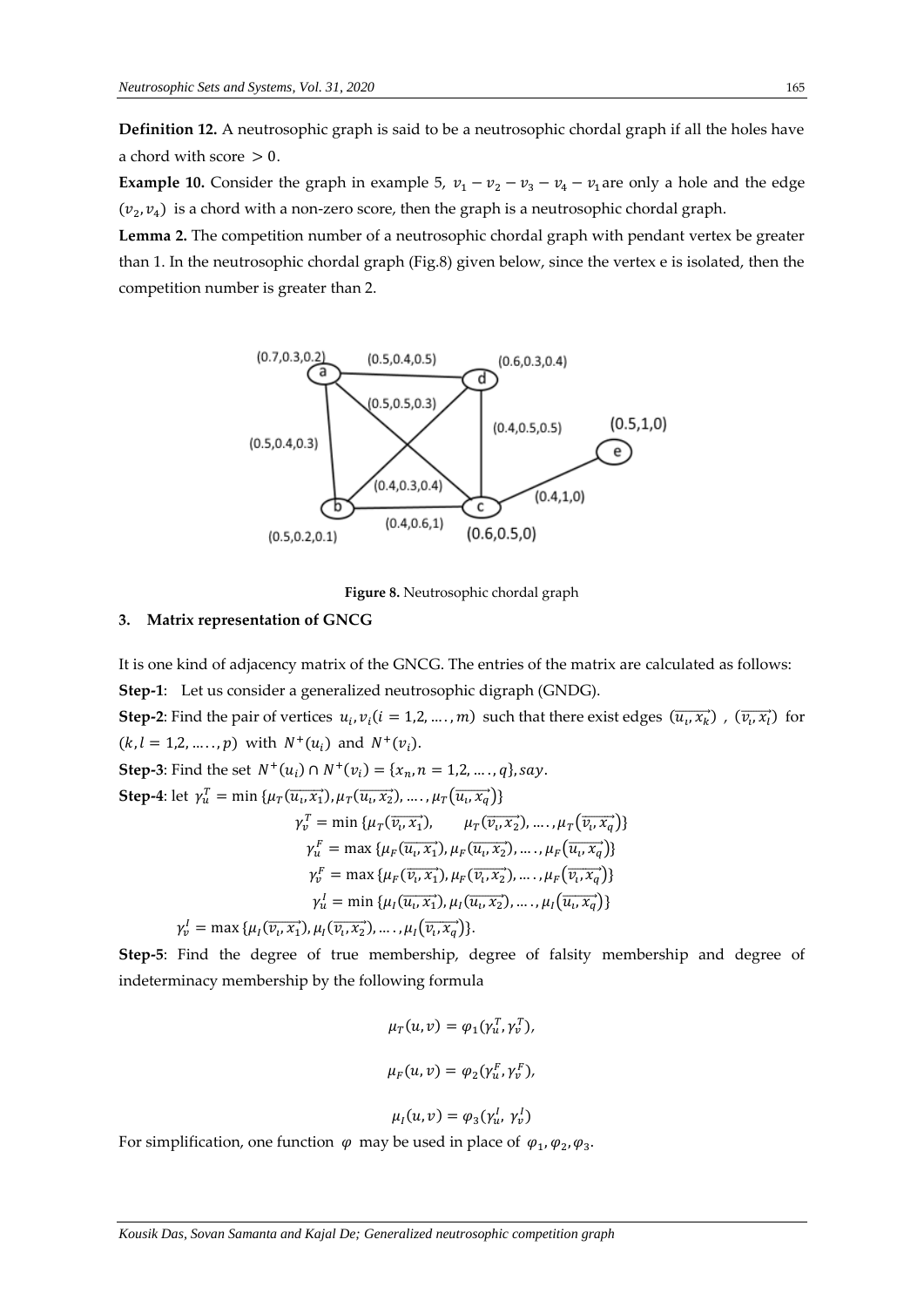**Definition 12.** A neutrosophic graph is said to be a neutrosophic chordal graph if all the holes have a chord with score $> 0$.

**Example 10.** Consider the graph in example 5, $v_1 - v_2 - v_3 - v_4 - v_1$ are only a hole and the edge $(v_2, v_4)$ is a chord with a non-zero score, then the graph is a neutrosophic chordal graph.

**Lemma 2.** The competition number of a neutrosophic chordal graph with pendant vertex be greater than 1. In the neutrosophic chordal graph (Fig.8) given below, since the vertex e is isolated, then the competition number is greater than 2.

**Figure 8.** Neutrosophic chordal graph

## 3. Matrix representation of GNCG

It is one kind of adjacency matrix of the GNCG. The entries of the matrix are calculated as follows:

**Step-1**: Let us consider a generalized neutrosophic digraph (GNDG).

**Step-2**: Find the pair of vertices $u_i, v_i (i = 1,2, \ldots, m)$ such that there exist edges $(\overrightarrow{u_\iota, x_k})$ , $(\overrightarrow{v_\iota, x_l})$ for $(k, l = 1,2, \ldots, p)$ with $N^+(u_i)$ and $N^+(v_i)$.

**Step-3**: Find the set $N^+(u_i) \cap N^+(v_i) = \{x_n, n = 1,2, \ldots, q\}, say.$

**Step-4**: let $\gamma_u^T = \min\{\mu_T(\overrightarrow{u_\iota, x_1}), \mu_T(\overrightarrow{u_\iota, x_2}), \ldots, \mu_T(\overrightarrow{u_\iota, x_q})\}$

$$\gamma_v^T = \min\{\mu_T(\overrightarrow{v_\iota, x_1}), \quad \mu_T(\overrightarrow{v_\iota, x_2}), \ldots, \mu_T(\overrightarrow{v_\iota, x_q})\}$$

$$\gamma_u^F = \max\{\mu_F(\overrightarrow{u_\iota, x_1}), \mu_F(\overrightarrow{u_\iota, x_2}), \ldots, \mu_F(\overrightarrow{u_\iota, x_q})\}$$

$$\gamma_v^F = \max\{\mu_F(\overrightarrow{v_\iota, x_1}), \mu_F(\overrightarrow{v_\iota, x_2}), \ldots, \mu_F(\overrightarrow{v_\iota, x_q})\}$$

$$\gamma_u^I = \min\{\mu_I(\overrightarrow{u_\iota, x_1}), \mu_I(\overrightarrow{u_\iota, x_2}), \ldots, \mu_I(\overrightarrow{u_\iota, x_q})\}$$

$$\gamma_v^I = \max\{\mu_I(\overrightarrow{v_\iota, x_1}), \mu_I(\overrightarrow{v_\iota, x_2}), \ldots, \mu_I(\overrightarrow{v_\iota, x_q})\}.$$

**Step-5**: Find the degree of true membership, degree of falsity membership and degree of indeterminacy membership by the following formula

$$\mu_T(u, v) = \varphi_1(\gamma_u^T, \gamma_v^T),$$

$$\mu_F(u, v) = \varphi_2(\gamma_u^F, \gamma_v^F),$$

$$\mu_I(u, v) = \varphi_3(\gamma_u^I, \gamma_v^I)$$

For simplification, one function $\varphi$ may be used in place of $\varphi_1, \varphi_2, \varphi_3$.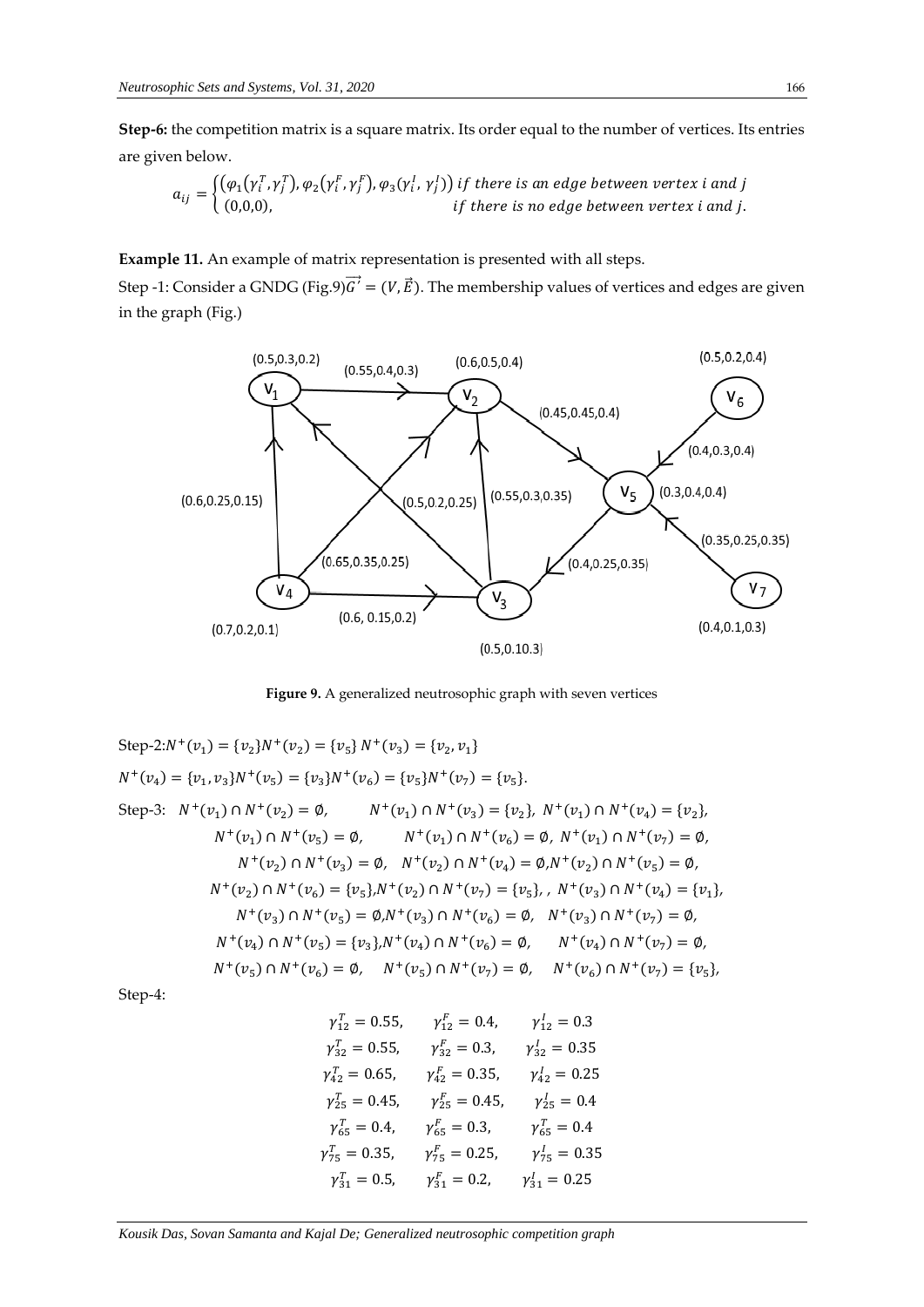**Step-6:** the competition matrix is a square matrix. Its order equal to the number of vertices. Its entries are given below.

$$a_{ij} = \begin{cases} (\varphi_1(\gamma_i^T, \gamma_j^T), \varphi_2(\gamma_i^F, \gamma_j^F), \varphi_3(\gamma_i^I, \gamma_j^I)) & \text{if there is an edge between vertex } i \text{ and } j \\ (0,0,0), & \text{if there is no edge between vertex } i \text{ and } j. \end{cases}$$

**Example 11.** An example of matrix representation is presented with all steps.

Step -1: Consider a GNDG (Fig.9)$\overrightarrow{G'} = (V, \vec{E})$. The membership values of vertices and edges are given in the graph (Fig.)

**Figure 9.** A generalized neutrosophic graph with seven vertices

Step-2:$N^+(v_1) = \{v_2\}N^+(v_2) = \{v_5\}\ N^+(v_3) = \{v_2, v_1\}$

$N^+(v_4) = \{v_1, v_3\}N^+(v_5) = \{v_3\}N^+(v_6) = \{v_5\}N^+(v_7) = \{v_5\}$.

Step-3: $N^+(v_1) \cap N^+(v_2) = \emptyset,\quad N^+(v_1) \cap N^+(v_3) = \{v_2\},\ N^+(v_1) \cap N^+(v_4) = \{v_2\},$

$N^+(v_1) \cap N^+(v_5) = \emptyset,\quad N^+(v_1) \cap N^+(v_6) = \emptyset,\ N^+(v_1) \cap N^+(v_7) = \emptyset,$

$N^+(v_2) \cap N^+(v_3) = \emptyset,\quad N^+(v_2) \cap N^+(v_4) = \emptyset, N^+(v_2) \cap N^+(v_5) = \emptyset,$

$N^+(v_2) \cap N^+(v_6) = \{v_5\}, N^+(v_2) \cap N^+(v_7) = \{v_5\},,\ N^+(v_3) \cap N^+(v_4) = \{v_1\},$

$N^+(v_3) \cap N^+(v_5) = \emptyset, N^+(v_3) \cap N^+(v_6) = \emptyset,\quad N^+(v_3) \cap N^+(v_7) = \emptyset,$

$N^+(v_4) \cap N^+(v_5) = \{v_3\}, N^+(v_4) \cap N^+(v_6) = \emptyset,\quad N^+(v_4) \cap N^+(v_7) = \emptyset,$

$N^+(v_5) \cap N^+(v_6) = \emptyset,\quad N^+(v_5) \cap N^+(v_7) = \emptyset,\quad N^+(v_6) \cap N^+(v_7) = \{v_5\},$

Step-4:

$$\gamma_{12}^T = 0.55,\quad \gamma_{12}^F = 0.4,\quad \gamma_{12}^I = 0.3$$
$$\gamma_{32}^T = 0.55,\quad \gamma_{32}^F = 0.3,\quad \gamma_{32}^I = 0.35$$
$$\gamma_{42}^T = 0.65,\quad \gamma_{42}^F = 0.35,\quad \gamma_{42}^I = 0.25$$
$$\gamma_{25}^T = 0.45,\quad \gamma_{25}^F = 0.45,\quad \gamma_{25}^I = 0.4$$
$$\gamma_{65}^T = 0.4,\quad \gamma_{65}^F = 0.3,\quad \gamma_{65}^T = 0.4$$
$$\gamma_{75}^T = 0.35,\quad \gamma_{75}^F = 0.25,\quad \gamma_{75}^I = 0.35$$
$$\gamma_{31}^T = 0.5,\quad \gamma_{31}^F = 0.2,\quad \gamma_{31}^I = 0.25$$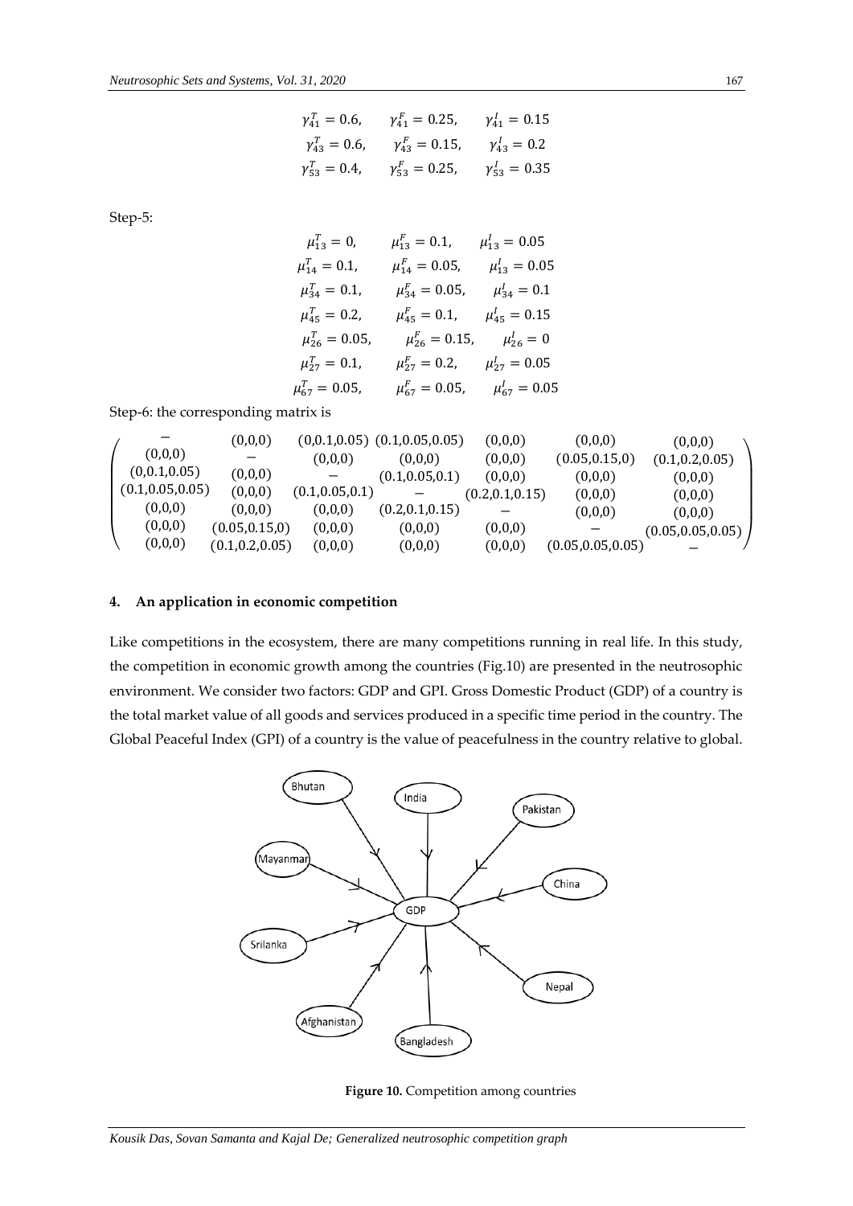$$\gamma_{41}^T = 0.6, \quad \gamma_{41}^F = 0.25, \quad \gamma_{41}^I = 0.15$$
$$\gamma_{43}^T = 0.6, \quad \gamma_{43}^F = 0.15, \quad \gamma_{43}^I = 0.2$$
$$\gamma_{53}^T = 0.4, \quad \gamma_{53}^F = 0.25, \quad \gamma_{53}^I = 0.35$$

Step-5:

$$\mu_{13}^T = 0, \quad \mu_{13}^F = 0.1, \quad \mu_{13}^I = 0.05$$
$$\mu_{14}^T = 0.1, \quad \mu_{14}^F = 0.05, \quad \mu_{13}^I = 0.05$$
$$\mu_{34}^T = 0.1, \quad \mu_{34}^F = 0.05, \quad \mu_{34}^I = 0.1$$
$$\mu_{45}^T = 0.2, \quad \mu_{45}^F = 0.1, \quad \mu_{45}^I = 0.15$$
$$\mu_{26}^T = 0.05, \quad \mu_{26}^F = 0.15, \quad \mu_{26}^I = 0$$
$$\mu_{27}^T = 0.1, \quad \mu_{27}^F = 0.2, \quad \mu_{27}^I = 0.05$$
$$\mu_{67}^T = 0.05, \quad \mu_{67}^F = 0.05, \quad \mu_{67}^I = 0.05$$

Step-6: the corresponding matrix is

$$\begin{pmatrix}
- & (0,0,0) & (0,0.1,0.05) & (0.1,0.05,0.05) & (0,0,0) & (0,0,0) & (0,0,0) \\
(0,0,0) & - & (0,0,0) & (0,0,0) & (0,0,0) & (0.05,0.15,0) & (0.1,0.2,0.05) \\
(0,0.1,0.05) & (0,0,0) & - & (0.1,0.05,0.1) & (0,0,0) & (0,0,0) & (0,0,0) \\
(0.1,0.05,0.05) & (0,0,0) & (0.1,0.05,0.1) & - & (0.2,0.1,0.15) & (0,0,0) & (0,0,0) \\
(0,0,0) & (0,0,0) & (0,0,0) & (0.2,0.1,0.15) & - & (0,0,0) & (0,0,0) \\
(0,0,0) & (0.05,0.15,0) & (0,0,0) & (0,0,0) & (0,0,0) & - & (0.05,0.05,0.05) \\
(0,0,0) & (0.1,0.2,0.05) & (0,0,0) & (0,0,0) & (0,0,0) & (0.05,0.05,0.05) & -
\end{pmatrix}$$

## 4. An application in economic competition

Like competitions in the ecosystem, there are many competitions running in real life. In this study, the competition in economic growth among the countries (Fig.10) are presented in the neutrosophic environment. We consider two factors: GDP and GPI. Gross Domestic Product (GDP) of a country is the total market value of all goods and services produced in a specific time period in the country. The Global Peaceful Index (GPI) of a country is the value of peacefulness in the country relative to global.

**Figure 10.** Competition among countries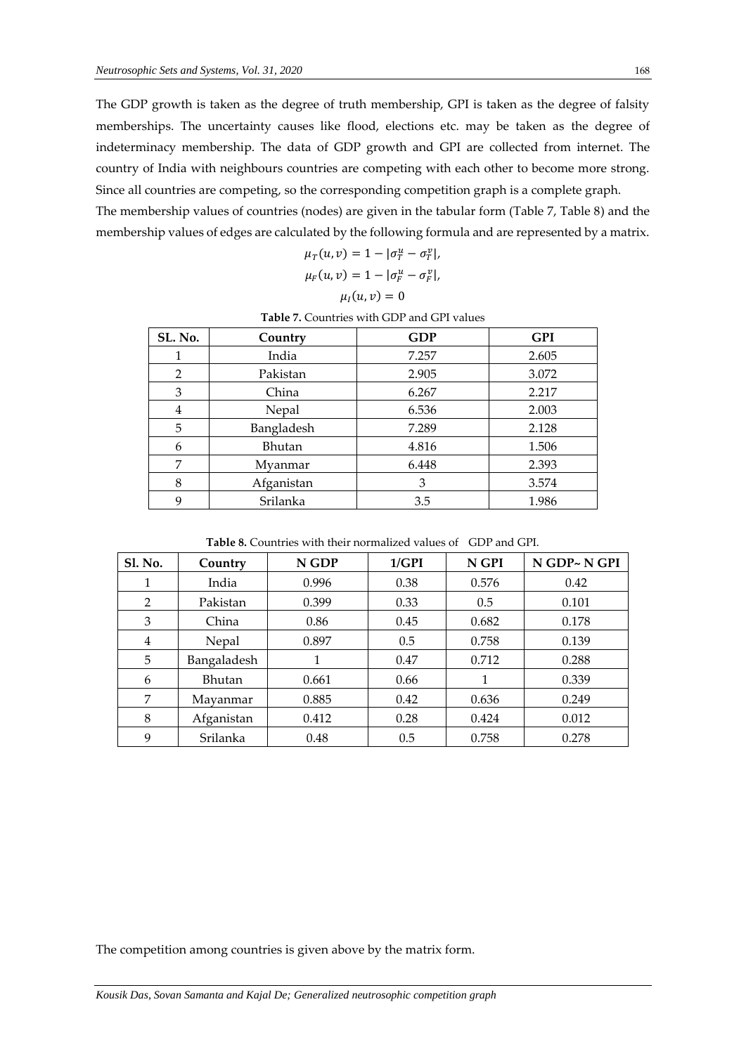The GDP growth is taken as the degree of truth membership, GPI is taken as the degree of falsity memberships. The uncertainty causes like flood, elections etc. may be taken as the degree of indeterminacy membership. The data of GDP growth and GPI are collected from internet. The country of India with neighbours countries are competing with each other to become more strong. Since all countries are competing, so the corresponding competition graph is a complete graph.

The membership values of countries (nodes) are given in the tabular form (Table 7, Table 8) and the membership values of edges are calculated by the following formula and are represented by a matrix.

$$\mu_T(u,v) = 1 - |\sigma_T^u - \sigma_T^v|,$$

$$\mu_F(u,v) = 1 - |\sigma_F^u - \sigma_F^v|,$$

$$\mu_I(u,v) = 0$$

**Table 7.** Countries with GDP and GPI values

| SL. No. | Country | GDP | GPI |
|---|---|---|---|
| 1 | India | 7.257 | 2.605 |
| 2 | Pakistan | 2.905 | 3.072 |
| 3 | China | 6.267 | 2.217 |
| 4 | Nepal | 6.536 | 2.003 |
| 5 | Bangladesh | 7.289 | 2.128 |
| 6 | Bhutan | 4.816 | 1.506 |
| 7 | Myanmar | 6.448 | 2.393 |
| 8 | Afganistan | 3 | 3.574 |
| 9 | Srilanka | 3.5 | 1.986 |

**Table 8.** Countries with their normalized values of GDP and GPI.

| Sl. No. | Country | N GDP | 1/GPI | N GPI | N GDP~ N GPI |
|---|---|---|---|---|---|
| 1 | India | 0.996 | 0.38 | 0.576 | 0.42 |
| 2 | Pakistan | 0.399 | 0.33 | 0.5 | 0.101 |
| 3 | China | 0.86 | 0.45 | 0.682 | 0.178 |
| 4 | Nepal | 0.897 | 0.5 | 0.758 | 0.139 |
| 5 | Bangaladesh | 1 | 0.47 | 0.712 | 0.288 |
| 6 | Bhutan | 0.661 | 0.66 | 1 | 0.339 |
| 7 | Mayanmar | 0.885 | 0.42 | 0.636 | 0.249 |
| 8 | Afganistan | 0.412 | 0.28 | 0.424 | 0.012 |
| 9 | Srilanka | 0.48 | 0.5 | 0.758 | 0.278 |

The competition among countries is given above by the matrix form.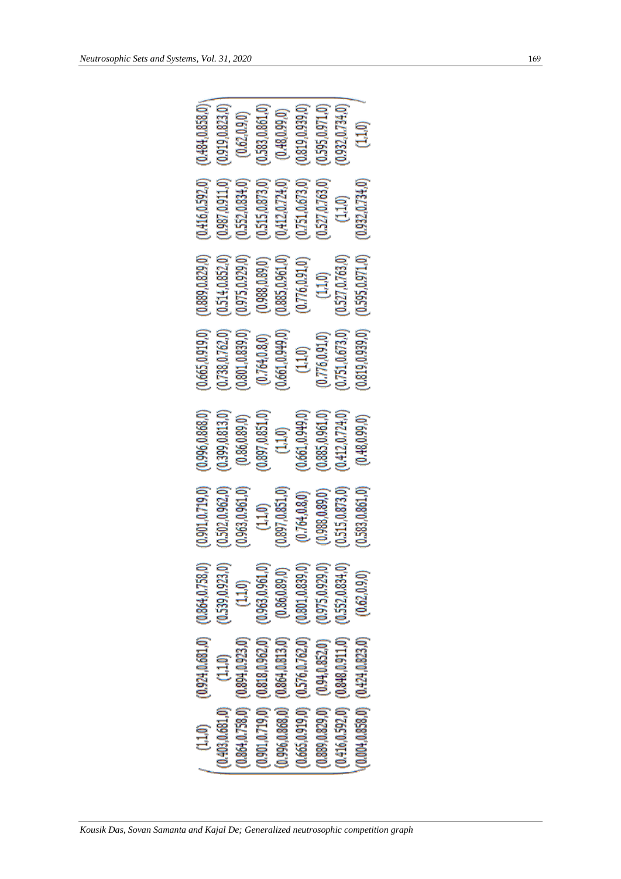$$
\begin{pmatrix}
(1,1,0) & (0.924,0.681,0) & (0.864,0.758,0) & (0.901,0.719,0) & (0.996,0.868,0) & (0.665,0.919,0) & (0.889,0.829,0) & (0.416,0.592,0) & (0.484,0.858,0) \\
(0.403,0.681,0) & (1,1,0) & (0.539,0.923,0) & (0.502,0.962,0) & (0.399,0.813,0) & (0.738,0.762,0) & (0.514,0.852,0) & (0.987,0.911,0) & (0.919,0.823,0) \\
(0.864,0.758,0) & (0.894,0.923,0) & (1,1,0) & (0.963,0.961,0) & (0.86,0.89,0) & (0.801,0.839,0) & (0.975,0.929,0) & (0.552,0.834,0) & (0.62,0.9,0) \\
(0.901,0.719,0) & (0.818,0.962,0) & (0.963,0.961,0) & (1,1,0) & (0.897,0.851,0) & (0.764,0.8,0) & (0.988,0.89,0) & (0.515,0.873,0) & (0.583,0.861,0) \\
(0.996,0.868,0) & (0.864,0.813,0) & (0.86,0.89,0) & (0.897,0.851,0) & (1,1,0) & (0.661,0.949,0) & (0.885,0.961,0) & (0.412,0.724,0) & (0.48,0.99,0) \\
(0.665,0.919,0) & (0.576,0.762,0) & (0.801,0.839,0) & (0.764,0.8,0) & (0.661,0.949,0) & (1,1,0) & (0.776,0.91,0) & (0.751,0.673,0) & (0.819,0.939,0) \\
(0.889,0.829,0) & (0.94,0.852,0) & (0.975,0.929,0) & (0.988,0.89,0) & (0.885,0.961,0) & (0.776,0.91,0) & (1,1,0) & (0.527,0.763,0) & (0.595,0.971,0) \\
(0.416,0.592,0) & (0.848,0.911,0) & (0.552,0.834,0) & (0.515,0.873,0) & (0.412,0.724,0) & (0.751,0.673,0) & (0.527,0.763,0) & (1,1,0) & (0.932,0.734,0) \\
(0.004,0.858,0) & (0.424,0.823,0) & (0.62,0.9,0) & (0.583,0.861,0) & (0.48,0.99,0) & (0.819,0.939,0) & (0.595,0.971,0) & (0.932,0.734,0) & (1,1,0)
\end{pmatrix}
$$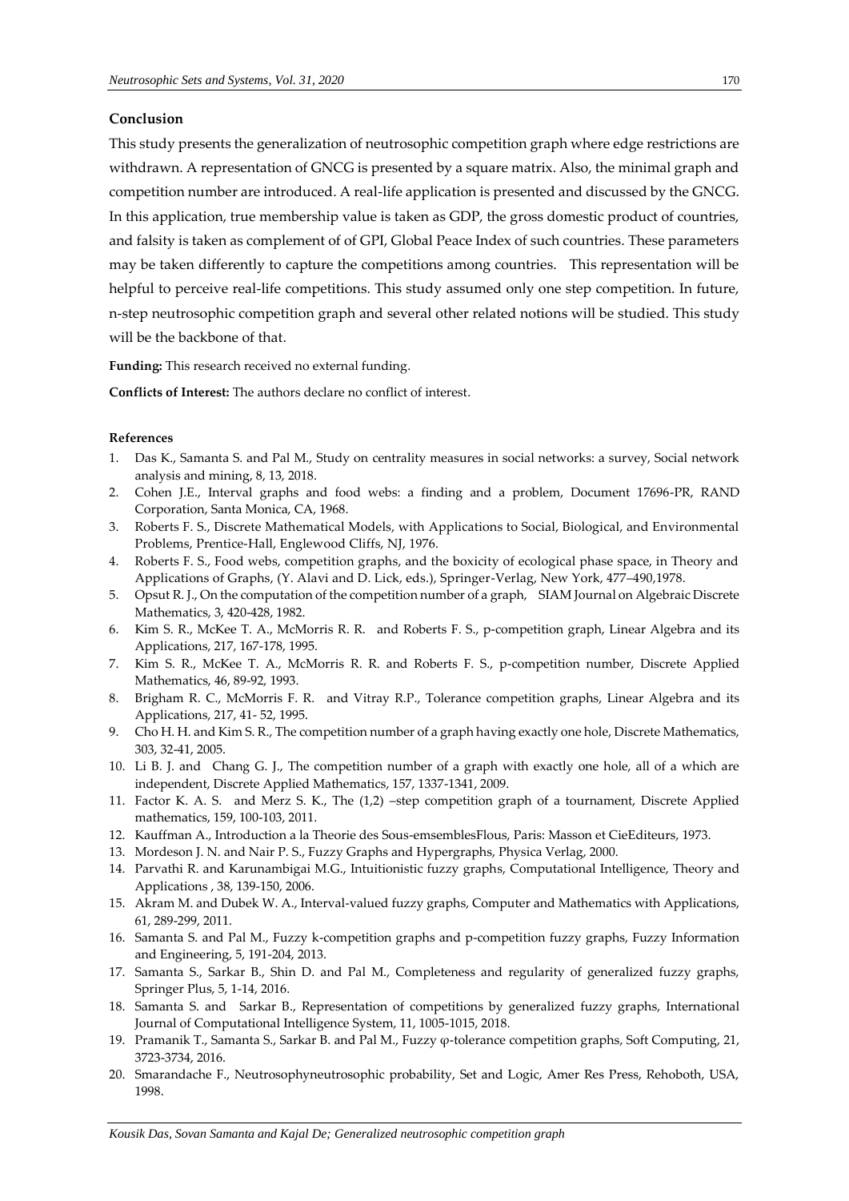## Conclusion

This study presents the generalization of neutrosophic competition graph where edge restrictions are withdrawn. A representation of GNCG is presented by a square matrix. Also, the minimal graph and competition number are introduced. A real-life application is presented and discussed by the GNCG. In this application, true membership value is taken as GDP, the gross domestic product of countries, and falsity is taken as complement of of GPI, Global Peace Index of such countries. These parameters may be taken differently to capture the competitions among countries. This representation will be helpful to perceive real-life competitions. This study assumed only one step competition. In future, n-step neutrosophic competition graph and several other related notions will be studied. This study will be the backbone of that.

**Funding:** This research received no external funding.

**Conflicts of Interest:** The authors declare no conflict of interest.

### References

1. Das K., Samanta S. and Pal M., Study on centrality measures in social networks: a survey, Social network analysis and mining, 8, 13, 2018.
2. Cohen J.E., Interval graphs and food webs: a finding and a problem, Document 17696-PR, RAND Corporation, Santa Monica, CA, 1968.
3. Roberts F. S., Discrete Mathematical Models, with Applications to Social, Biological, and Environmental Problems, Prentice-Hall, Englewood Cliffs, NJ, 1976.
4. Roberts F. S., Food webs, competition graphs, and the boxicity of ecological phase space, in Theory and Applications of Graphs, (Y. Alavi and D. Lick, eds.), Springer-Verlag, New York, 477–490,1978.
5. Opsut R. J., On the computation of the competition number of a graph, SIAM Journal on Algebraic Discrete Mathematics, 3, 420-428, 1982.
6. Kim S. R., McKee T. A., McMorris R. R. and Roberts F. S., p-competition graph, Linear Algebra and its Applications, 217, 167-178, 1995.
7. Kim S. R., McKee T. A., McMorris R. R. and Roberts F. S., p-competition number, Discrete Applied Mathematics, 46, 89-92, 1993.
8. Brigham R. C., McMorris F. R. and Vitray R.P., Tolerance competition graphs, Linear Algebra and its Applications, 217, 41- 52, 1995.
9. Cho H. H. and Kim S. R., The competition number of a graph having exactly one hole, Discrete Mathematics, 303, 32-41, 2005.
10. Li B. J. and Chang G. J., The competition number of a graph with exactly one hole, all of a which are independent, Discrete Applied Mathematics, 157, 1337-1341, 2009.
11. Factor K. A. S. and Merz S. K., The (1,2) –step competition graph of a tournament, Discrete Applied mathematics, 159, 100-103, 2011.
12. Kauffman A., Introduction a la Theorie des Sous-emsemblesFlous, Paris: Masson et CieEditeurs, 1973.
13. Mordeson J. N. and Nair P. S., Fuzzy Graphs and Hypergraphs, Physica Verlag, 2000.
14. Parvathi R. and Karunambigai M.G., Intuitionistic fuzzy graphs, Computational Intelligence, Theory and Applications , 38, 139-150, 2006.
15. Akram M. and Dubek W. A., Interval-valued fuzzy graphs, Computer and Mathematics with Applications, 61, 289-299, 2011.
16. Samanta S. and Pal M., Fuzzy k-competition graphs and p-competition fuzzy graphs, Fuzzy Information and Engineering, 5, 191-204, 2013.
17. Samanta S., Sarkar B., Shin D. and Pal M., Completeness and regularity of generalized fuzzy graphs, Springer Plus, 5, 1-14, 2016.
18. Samanta S. and Sarkar B., Representation of competitions by generalized fuzzy graphs, International Journal of Computational Intelligence System, 11, 1005-1015, 2018.
19. Pramanik T., Samanta S., Sarkar B. and Pal M., Fuzzy φ-tolerance competition graphs, Soft Computing, 21, 3723-3734, 2016.
20. Smarandache F., Neutrosophyneutrosophic probability, Set and Logic, Amer Res Press, Rehoboth, USA, 1998.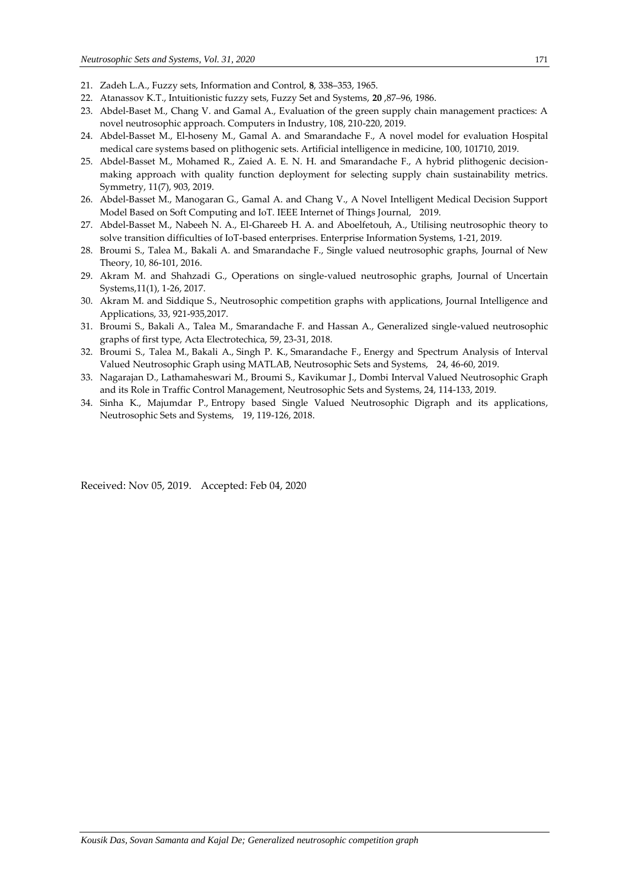21. Zadeh L.A., Fuzzy sets, Information and Control, **8**, 338–353, 1965.
22. Atanassov K.T., Intuitionistic fuzzy sets, Fuzzy Set and Systems, **20** ,87–96, 1986.
23. Abdel-Baset M., Chang V. and Gamal A., Evaluation of the green supply chain management practices: A novel neutrosophic approach. Computers in Industry, 108, 210-220, 2019.
24. Abdel-Basset M., El-hoseny M., Gamal A. and Smarandache F., A novel model for evaluation Hospital medical care systems based on plithogenic sets. Artificial intelligence in medicine, 100, 101710, 2019.
25. Abdel-Basset M., Mohamed R., Zaied A. E. N. H. and Smarandache F., A hybrid plithogenic decision-making approach with quality function deployment for selecting supply chain sustainability metrics. Symmetry, 11(7), 903, 2019.
26. Abdel-Basset M., Manogaran G., Gamal A. and Chang V., A Novel Intelligent Medical Decision Support Model Based on Soft Computing and IoT. IEEE Internet of Things Journal, 2019.
27. Abdel-Basset M., Nabeeh N. A., El-Ghareeb H. A. and Aboelfetouh, A., Utilising neutrosophic theory to solve transition difficulties of IoT-based enterprises. Enterprise Information Systems, 1-21, 2019.
28. Broumi S., Talea M., Bakali A. and Smarandache F., Single valued neutrosophic graphs, Journal of New Theory, 10, 86-101, 2016.
29. Akram M. and Shahzadi G., Operations on single-valued neutrosophic graphs, Journal of Uncertain Systems,11(1), 1-26, 2017.
30. Akram M. and Siddique S., Neutrosophic competition graphs with applications, Journal Intelligence and Applications, 33, 921-935,2017.
31. Broumi S., Bakali A., Talea M., Smarandache F. and Hassan A., Generalized single-valued neutrosophic graphs of first type, Acta Electrotechica, 59, 23-31, 2018.
32. Broumi S., Talea M., Bakali A., Singh P. K., Smarandache F., Energy and Spectrum Analysis of Interval Valued Neutrosophic Graph using MATLAB, Neutrosophic Sets and Systems, 24, 46-60, 2019.
33. Nagarajan D., Lathamaheswari M., Broumi S., Kavikumar J., Dombi Interval Valued Neutrosophic Graph and its Role in Traffic Control Management, Neutrosophic Sets and Systems, 24, 114-133, 2019.
34. Sinha K., Majumdar P., Entropy based Single Valued Neutrosophic Digraph and its applications, Neutrosophic Sets and Systems, 19, 119-126, 2018.

Received: Nov 05, 2019. Accepted: Feb 04, 2020